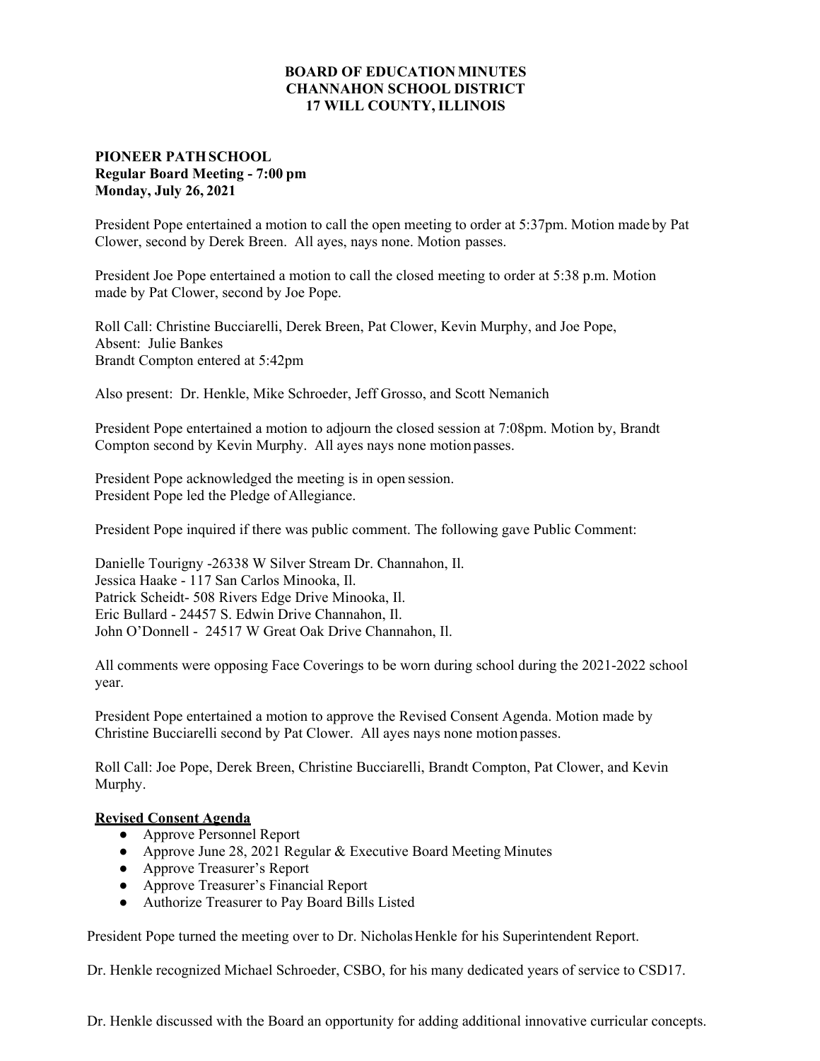**BOARD OF EDUCATION MINUTES**
**CHANNAHON SCHOOL DISTRICT**
**17 WILL COUNTY, ILLINOIS**

**PIONEER PATH SCHOOL**
**Regular Board Meeting - 7:00 pm**
**Monday, July 26, 2021**

President Pope entertained a motion to call the open meeting to order at 5:37pm. Motion made by Pat Clower, second by Derek Breen. All ayes, nays none. Motion passes.

President Joe Pope entertained a motion to call the closed meeting to order at 5:38 p.m. Motion made by Pat Clower, second by Joe Pope.

Roll Call: Christine Bucciarelli, Derek Breen, Pat Clower, Kevin Murphy, and Joe Pope,
Absent: Julie Bankes
Brandt Compton entered at 5:42pm

Also present: Dr. Henkle, Mike Schroeder, Jeff Grosso, and Scott Nemanich

President Pope entertained a motion to adjourn the closed session at 7:08pm. Motion by, Brandt Compton second by Kevin Murphy. All ayes nays none motion passes.

President Pope acknowledged the meeting is in open session.
President Pope led the Pledge of Allegiance.

President Pope inquired if there was public comment. The following gave Public Comment:

Danielle Tourigny -26338 W Silver Stream Dr. Channahon, Il.
Jessica Haake - 117 San Carlos Minooka, Il.
Patrick Scheidt- 508 Rivers Edge Drive Minooka, Il.
Eric Bullard - 24457 S. Edwin Drive Channahon, Il.
John O'Donnell - 24517 W Great Oak Drive Channahon, Il.

All comments were opposing Face Coverings to be worn during school during the 2021-2022 school year.

President Pope entertained a motion to approve the Revised Consent Agenda. Motion made by Christine Bucciarelli second by Pat Clower. All ayes nays none motion passes.

Roll Call: Joe Pope, Derek Breen, Christine Bucciarelli, Brandt Compton, Pat Clower, and Kevin Murphy.

**Revised Consent Agenda**

- Approve Personnel Report
- Approve June 28, 2021 Regular & Executive Board Meeting Minutes
- Approve Treasurer's Report
- Approve Treasurer's Financial Report
- Authorize Treasurer to Pay Board Bills Listed

President Pope turned the meeting over to Dr. Nicholas Henkle for his Superintendent Report.

Dr. Henkle recognized Michael Schroeder, CSBO, for his many dedicated years of service to CSD17.

Dr. Henkle discussed with the Board an opportunity for adding additional innovative curricular concepts.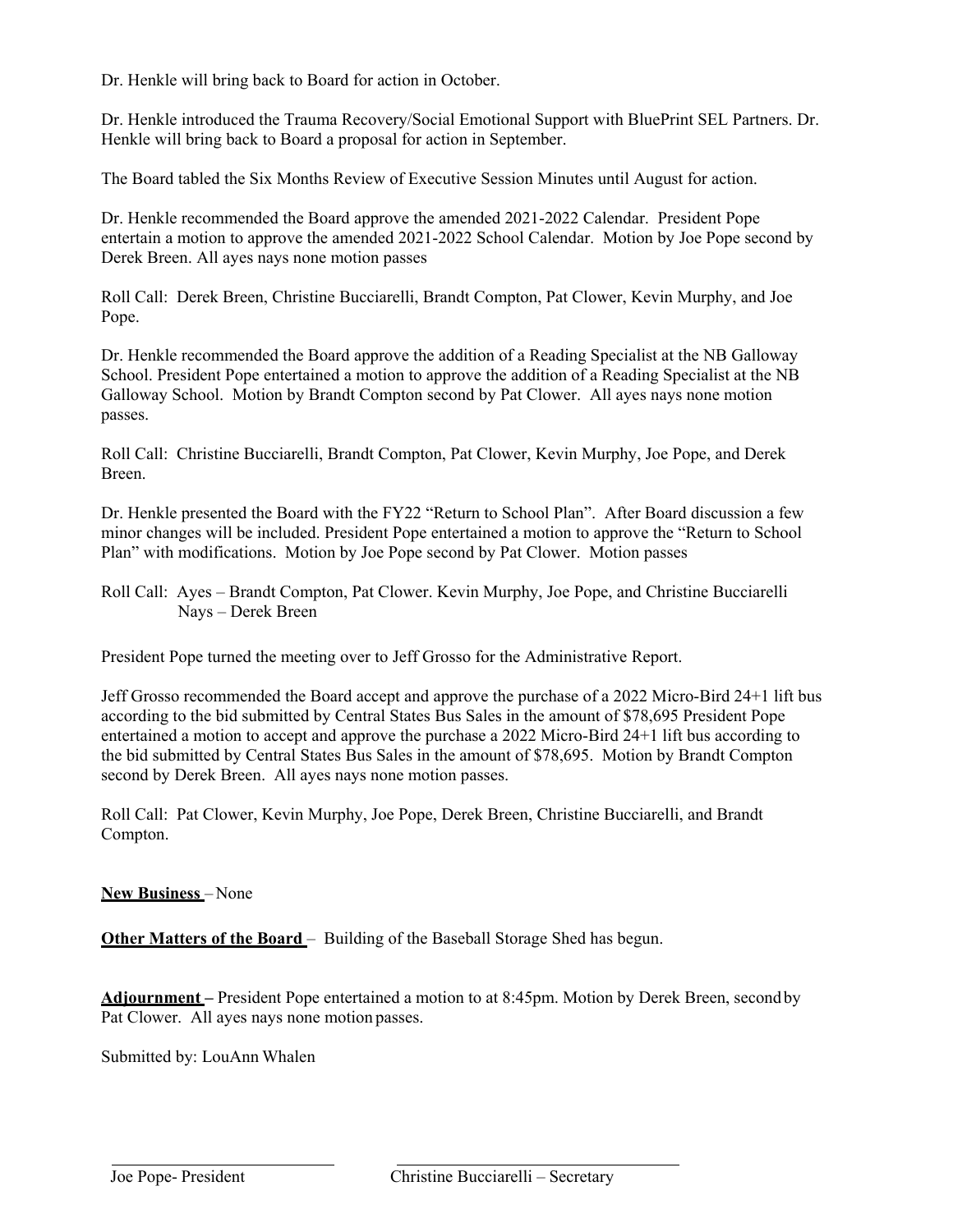Dr. Henkle will bring back to Board for action in October.

Dr. Henkle introduced the Trauma Recovery/Social Emotional Support with BluePrint SEL Partners. Dr. Henkle will bring back to Board a proposal for action in September.

The Board tabled the Six Months Review of Executive Session Minutes until August for action.

Dr. Henkle recommended the Board approve the amended 2021-2022 Calendar. President Pope entertain a motion to approve the amended 2021-2022 School Calendar. Motion by Joe Pope second by Derek Breen. All ayes nays none motion passes

Roll Call: Derek Breen, Christine Bucciarelli, Brandt Compton, Pat Clower, Kevin Murphy, and Joe Pope.

Dr. Henkle recommended the Board approve the addition of a Reading Specialist at the NB Galloway School. President Pope entertained a motion to approve the addition of a Reading Specialist at the NB Galloway School. Motion by Brandt Compton second by Pat Clower. All ayes nays none motion passes.

Roll Call: Christine Bucciarelli, Brandt Compton, Pat Clower, Kevin Murphy, Joe Pope, and Derek Breen.

Dr. Henkle presented the Board with the FY22 "Return to School Plan". After Board discussion a few minor changes will be included. President Pope entertained a motion to approve the "Return to School Plan" with modifications. Motion by Joe Pope second by Pat Clower. Motion passes

Roll Call: Ayes – Brandt Compton, Pat Clower. Kevin Murphy, Joe Pope, and Christine Bucciarelli
Nays – Derek Breen

President Pope turned the meeting over to Jeff Grosso for the Administrative Report.

Jeff Grosso recommended the Board accept and approve the purchase of a 2022 Micro-Bird 24+1 lift bus according to the bid submitted by Central States Bus Sales in the amount of $78,695 President Pope entertained a motion to accept and approve the purchase a 2022 Micro-Bird 24+1 lift bus according to the bid submitted by Central States Bus Sales in the amount of $78,695. Motion by Brandt Compton second by Derek Breen. All ayes nays none motion passes.

Roll Call: Pat Clower, Kevin Murphy, Joe Pope, Derek Breen, Christine Bucciarelli, and Brandt Compton.

**New Business** – None

**Other Matters of the Board** – Building of the Baseball Storage Shed has begun.

**Adjournment** – President Pope entertained a motion to at 8:45pm. Motion by Derek Breen, second by Pat Clower. All ayes nays none motion passes.

Submitted by: LouAnn Whalen

Joe Pope- President

Christine Bucciarelli – Secretary